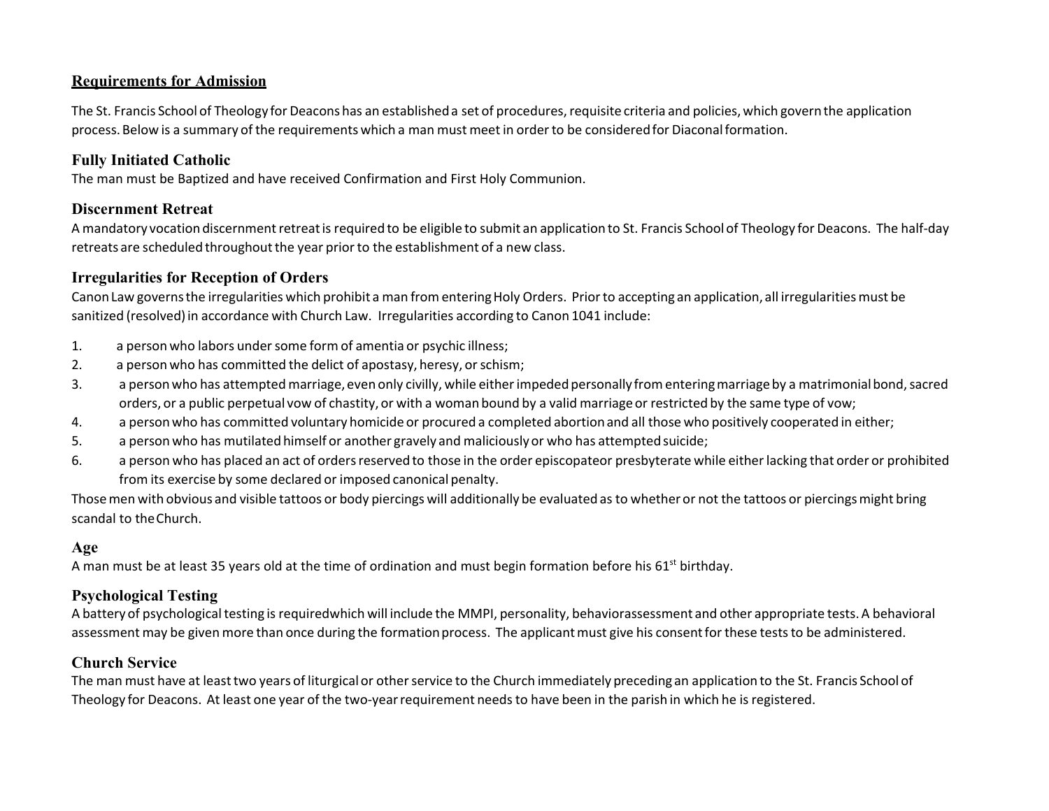## Requirements for Admission

The St. Francis School of Theology for Deacons has an established a set of procedures, requisite criteria and policies, which govern the application process. Below is a summary of the requirements which a man must meet in order to be considered for Diaconal formation.

### Fully Initiated Catholic

The man must be Baptized and have received Confirmation and First Holy Communion.

### Discernment Retreat

A mandatory vocation discernment retreat is required to be eligible to submit an application to St. Francis School of Theology for Deacons. The half-day retreats are scheduled throughout the year prior to the establishment of a new class.

### Irregularities for Reception of Orders

Canon Law governs the irregularities which prohibit a man from entering Holy Orders. Prior to accepting an application, all irregularities must be sanitized (resolved) in accordance with Church Law. Irregularities according to Canon 1041 include:

1. a person who labors under some form of amentia or psychic illness;
2. a person who has committed the delict of apostasy, heresy, or schism;
3. a person who has attempted marriage, even only civilly, while either impeded personally from entering marriage by a matrimonial bond, sacred orders, or a public perpetual vow of chastity, or with a woman bound by a valid marriage or restricted by the same type of vow;
4. a person who has committed voluntary homicide or procured a completed abortion and all those who positively cooperated in either;
5. a person who has mutilated himself or another gravely and maliciously or who has attempted suicide;
6. a person who has placed an act of orders reserved to those in the order episcopateor presbyterate while either lacking that order or prohibited from its exercise by some declared or imposed canonical penalty.

Those men with obvious and visible tattoos or body piercings will additionally be evaluated as to whether or not the tattoos or piercings might bring scandal to the Church.

### Age

A man must be at least 35 years old at the time of ordination and must begin formation before his 61st birthday.

### Psychological Testing

A battery of psychological testing is requiredwhich will include the MMPI, personality, behaviorassessment and other appropriate tests. A behavioral assessment may be given more than once during the formation process. The applicant must give his consent for these tests to be administered.

### Church Service

The man must have at least two years of liturgical or other service to the Church immediately preceding an application to the St. Francis School of Theology for Deacons. At least one year of the two-year requirement needs to have been in the parish in which he is registered.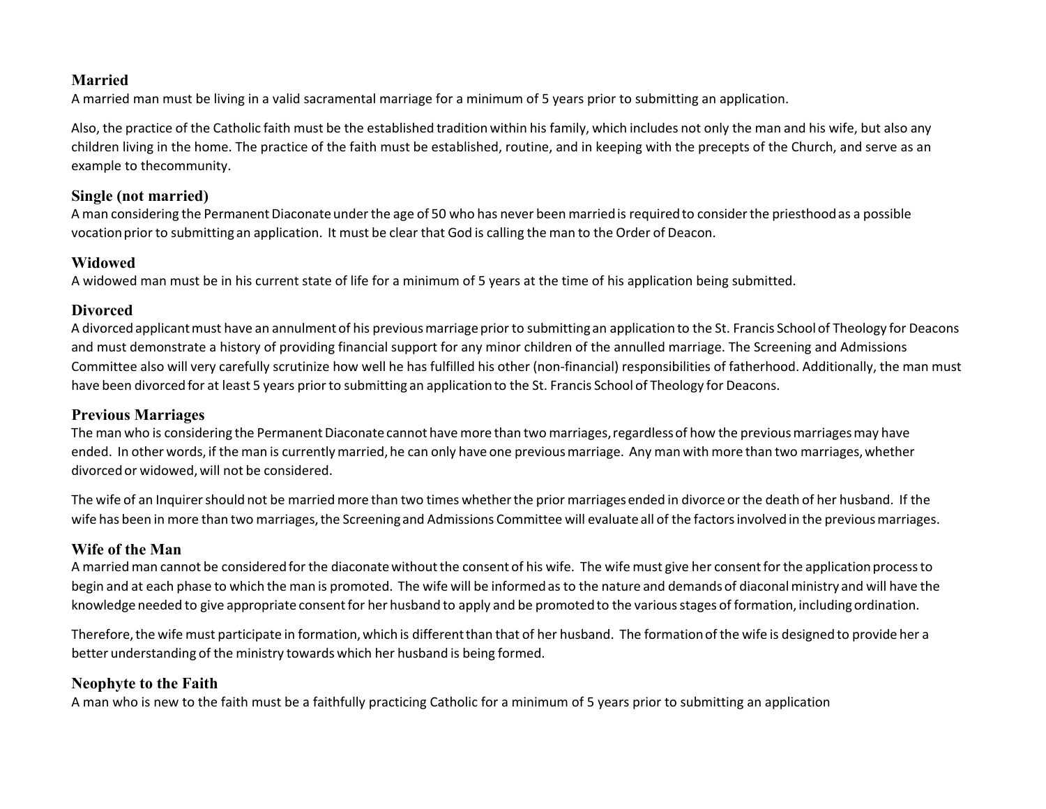### Married

A married man must be living in a valid sacramental marriage for a minimum of 5 years prior to submitting an application.

Also, the practice of the Catholic faith must be the established tradition within his family, which includes not only the man and his wife, but also any children living in the home. The practice of the faith must be established, routine, and in keeping with the precepts of the Church, and serve as an example to thecommunity.

### Single (not married)

A man considering the Permanent Diaconate under the age of 50 who has never been married is required to consider the priesthood as a possible vocation prior to submitting an application. It must be clear that God is calling the man to the Order of Deacon.

### Widowed

A widowed man must be in his current state of life for a minimum of 5 years at the time of his application being submitted.

### Divorced

A divorced applicant must have an annulment of his previous marriage prior to submitting an application to the St. Francis School of Theology for Deacons and must demonstrate a history of providing financial support for any minor children of the annulled marriage. The Screening and Admissions Committee also will very carefully scrutinize how well he has fulfilled his other (non-financial) responsibilities of fatherhood. Additionally, the man must have been divorced for at least 5 years prior to submitting an application to the St. Francis School of Theology for Deacons.

### Previous Marriages

The man who is considering the Permanent Diaconate cannot have more than two marriages, regardless of how the previous marriages may have ended. In other words, if the man is currently married, he can only have one previous marriage. Any man with more than two marriages, whether divorced or widowed, will not be considered.

The wife of an Inquirer should not be married more than two times whether the prior marriages ended in divorce or the death of her husband. If the wife has been in more than two marriages, the Screening and Admissions Committee will evaluate all of the factors involved in the previous marriages.

### Wife of the Man

A married man cannot be considered for the diaconate without the consent of his wife. The wife must give her consent for the application process to begin and at each phase to which the man is promoted. The wife will be informed as to the nature and demands of diaconal ministry and will have the knowledge needed to give appropriate consent for her husband to apply and be promoted to the various stages of formation, including ordination.

Therefore, the wife must participate in formation, which is different than that of her husband. The formation of the wife is designed to provide her a better understanding of the ministry towards which her husband is being formed.

### Neophyte to the Faith

A man who is new to the faith must be a faithfully practicing Catholic for a minimum of 5 years prior to submitting an application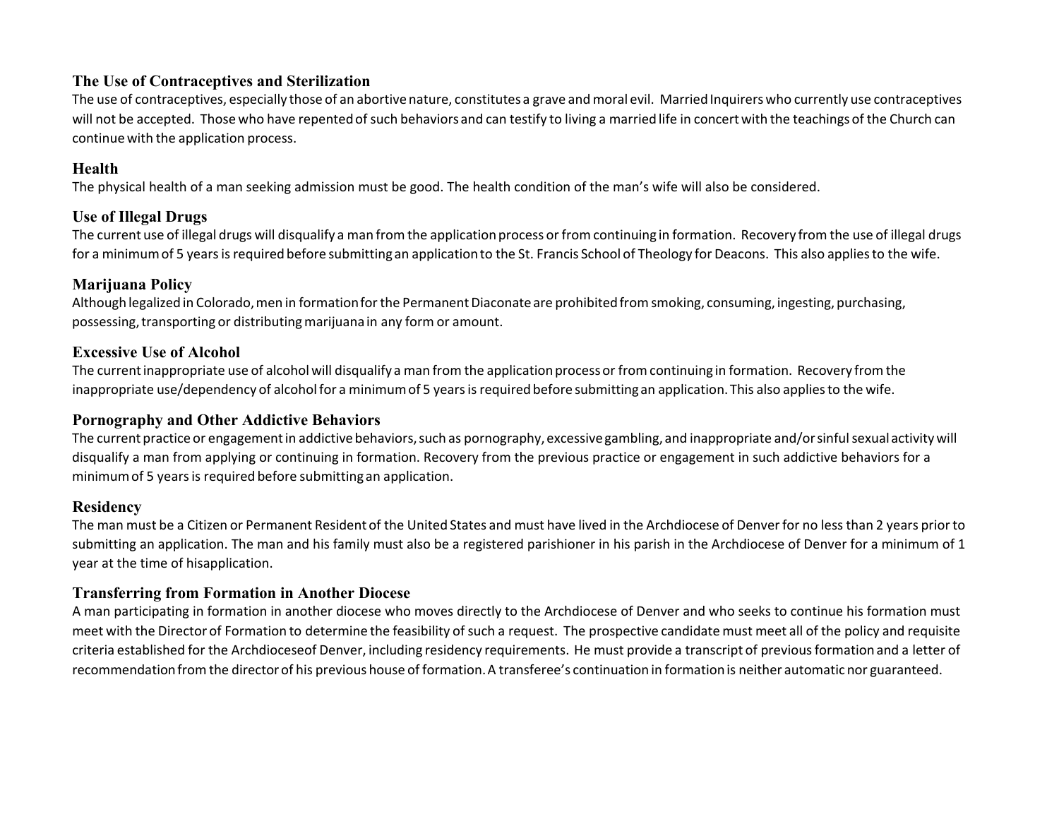### The Use of Contraceptives and Sterilization

The use of contraceptives, especially those of an abortive nature, constitutes a grave and moral evil. Married Inquirers who currently use contraceptives will not be accepted. Those who have repented of such behaviors and can testify to living a married life in concert with the teachings of the Church can continue with the application process.

### Health

The physical health of a man seeking admission must be good. The health condition of the man's wife will also be considered.

### Use of Illegal Drugs

The current use of illegal drugs will disqualify a man from the application process or from continuing in formation. Recovery from the use of illegal drugs for a minimum of 5 years is required before submitting an application to the St. Francis School of Theology for Deacons. This also applies to the wife.

### Marijuana Policy

Although legalized in Colorado, men in formation for the Permanent Diaconate are prohibited from smoking, consuming, ingesting, purchasing, possessing, transporting or distributing marijuana in any form or amount.

### Excessive Use of Alcohol

The current inappropriate use of alcohol will disqualify a man from the application process or from continuing in formation. Recovery from the inappropriate use/dependency of alcohol for a minimum of 5 years is required before submitting an application. This also applies to the wife.

### Pornography and Other Addictive Behaviors

The current practice or engagement in addictive behaviors, such as pornography, excessive gambling, and inappropriate and/or sinful sexual activity will disqualify a man from applying or continuing in formation. Recovery from the previous practice or engagement in such addictive behaviors for a minimum of 5 years is required before submitting an application.

### Residency

The man must be a Citizen or Permanent Resident of the United States and must have lived in the Archdiocese of Denver for no less than 2 years prior to submitting an application. The man and his family must also be a registered parishioner in his parish in the Archdiocese of Denver for a minimum of 1 year at the time of hisapplication.

### Transferring from Formation in Another Diocese

A man participating in formation in another diocese who moves directly to the Archdiocese of Denver and who seeks to continue his formation must meet with the Director of Formation to determine the feasibility of such a request. The prospective candidate must meet all of the policy and requisite criteria established for the Archdioceseof Denver, including residency requirements. He must provide a transcript of previous formation and a letter of recommendation from the director of his previous house of formation. A transferee's continuation in formation is neither automatic nor guaranteed.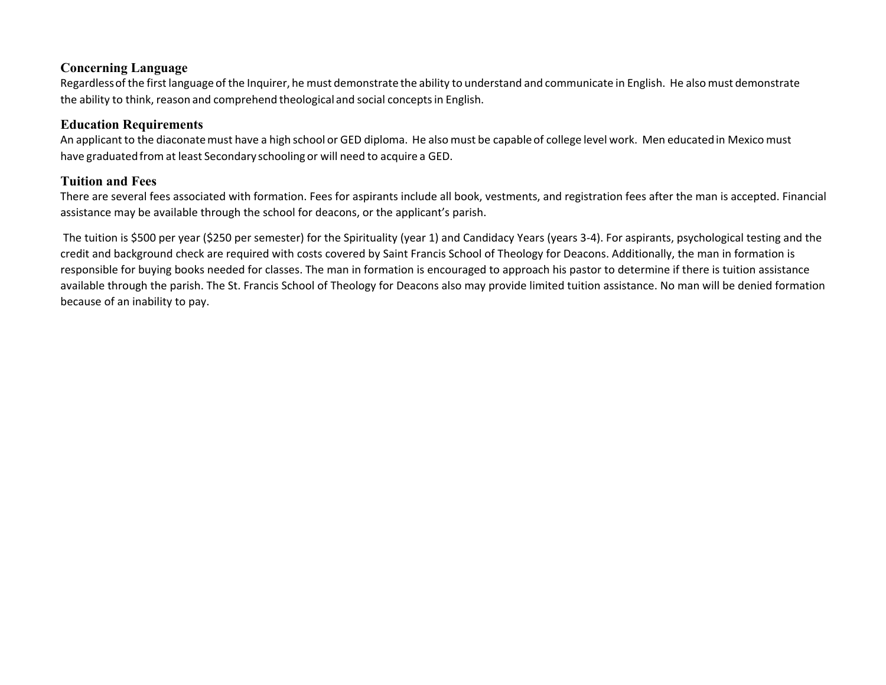### Concerning Language

Regardless of the first language of the Inquirer, he must demonstrate the ability to understand and communicate in English. He also must demonstrate the ability to think, reason and comprehend theological and social concepts in English.

### Education Requirements

An applicant to the diaconate must have a high school or GED diploma. He also must be capable of college level work. Men educated in Mexico must have graduated from at least Secondary schooling or will need to acquire a GED.

### Tuition and Fees

There are several fees associated with formation. Fees for aspirants include all book, vestments, and registration fees after the man is accepted. Financial assistance may be available through the school for deacons, or the applicant's parish.

The tuition is $500 per year ($250 per semester) for the Spirituality (year 1) and Candidacy Years (years 3-4). For aspirants, psychological testing and the credit and background check are required with costs covered by Saint Francis School of Theology for Deacons. Additionally, the man in formation is responsible for buying books needed for classes. The man in formation is encouraged to approach his pastor to determine if there is tuition assistance available through the parish. The St. Francis School of Theology for Deacons also may provide limited tuition assistance. No man will be denied formation because of an inability to pay.